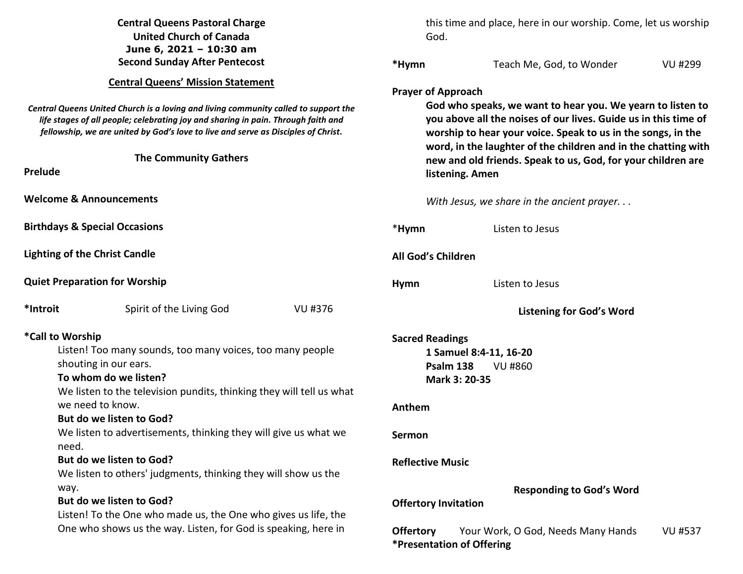**Central Queens Pastoral Charge**
**United Church of Canada**
**June 6, 2021 – 10:30 am**
**Second Sunday After Pentecost**

## Central Queens' Mission Statement

***Central Queens United Church is a loving and living community called to support the life stages of all people; celebrating joy and sharing in pain. Through faith and fellowship, we are united by God's love to live and serve as Disciples of Christ.***

### The Community Gathers

**Prelude**

**Welcome & Announcements**

**Birthdays & Special Occasions**

**Lighting of the Christ Candle**

**Quiet Preparation for Worship**

**\*Introit** Spirit of the Living God VU #376

**\*Call to Worship**

Listen! Too many sounds, too many voices, too many people shouting in our ears.

**To whom do we listen?**

We listen to the television pundits, thinking they will tell us what we need to know.

**But do we listen to God?**

We listen to advertisements, thinking they will give us what we need.

**But do we listen to God?**

We listen to others' judgments, thinking they will show us the way.

**But do we listen to God?**

Listen! To the One who made us, the One who gives us life, the One who shows us the way. Listen, for God is speaking, here in this time and place, here in our worship. Come, let us worship God.

**\*Hymn** Teach Me, God, to Wonder VU #299

**Prayer of Approach**

**God who speaks, we want to hear you. We yearn to listen to you above all the noises of our lives. Guide us in this time of worship to hear your voice. Speak to us in the songs, in the word, in the laughter of the children and in the chatting with new and old friends. Speak to us, God, for your children are listening. Amen**

*With Jesus, we share in the ancient prayer. . .*

\***Hymn** Listen to Jesus

**All God's Children**

**Hymn** Listen to Jesus

### Listening for God's Word

**Sacred Readings**

**1 Samuel 8:4-11, 16-20**
**Psalm 138** VU #860
**Mark 3: 20-35**

**Anthem**

**Sermon**

**Reflective Music**

### Responding to God's Word

**Offertory Invitation**

**Offertory** Your Work, O God, Needs Many Hands VU #537

**\*Presentation of Offering**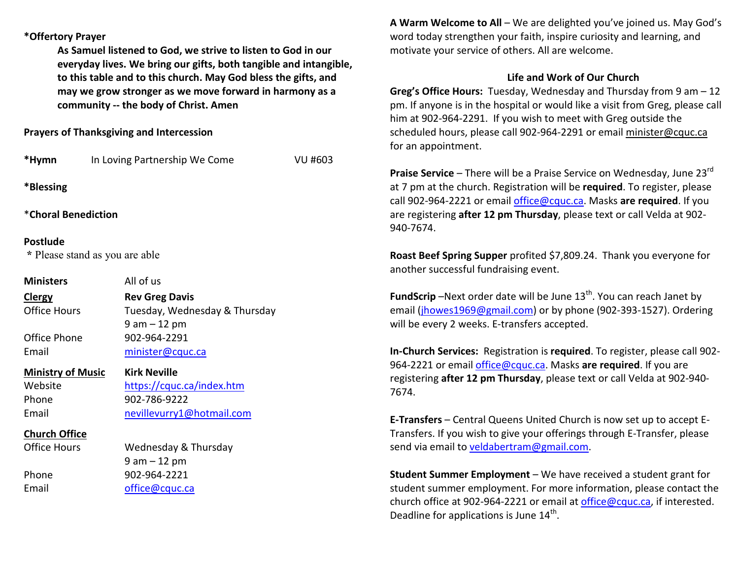**\*Offertory Prayer**

> **As Samuel listened to God, we strive to listen to God in our everyday lives. We bring our gifts, both tangible and intangible, to this table and to this church. May God bless the gifts, and may we grow stronger as we move forward in harmony as a community -- the body of Christ. Amen**

**Prayers of Thanksgiving and Intercession**

**\*Hymn** In Loving Partnership We Come VU #603

**\*Blessing**

\***Choral Benediction**

**Postlude**

\* Please stand as you are able

| | |
|---|---|
| **Ministers** | All of us |
| **Clergy** | **Rev Greg Davis** |
| Office Hours | Tuesday, Wednesday & Thursday 9 am – 12 pm |
| Office Phone | 902-964-2291 |
| Email | minister@cquc.ca |
| **Ministry of Music** | **Kirk Neville** |
| Website | https://cquc.ca/index.htm |
| Phone | 902-786-9222 |
| Email | nevillevurry1@hotmail.com |
| **Church Office** | |
| Office Hours | Wednesday & Thursday 9 am – 12 pm |
| Phone | 902-964-2221 |
| Email | office@cquc.ca |

**A Warm Welcome to All** – We are delighted you've joined us. May God's word today strengthen your faith, inspire curiosity and learning, and motivate your service of others. All are welcome.

## Life and Work of Our Church

**Greg's Office Hours:** Tuesday, Wednesday and Thursday from 9 am – 12 pm. If anyone is in the hospital or would like a visit from Greg, please call him at 902-964-2291. If you wish to meet with Greg outside the scheduled hours, please call 902-964-2291 or email minister@cquc.ca for an appointment.

**Praise Service** – There will be a Praise Service on Wednesday, June 23rd at 7 pm at the church. Registration will be **required**. To register, please call 902-964-2221 or email office@cquc.ca. Masks **are required**. If you are registering **after 12 pm Thursday**, please text or call Velda at 902-940-7674.

**Roast Beef Spring Supper** profited $7,809.24. Thank you everyone for another successful fundraising event.

**FundScrip** –Next order date will be June 13th. You can reach Janet by email (jhowes1969@gmail.com) or by phone (902-393-1527). Ordering will be every 2 weeks. E-transfers accepted.

**In-Church Services:** Registration is **required**. To register, please call 902-964-2221 or email office@cquc.ca. Masks **are required**. If you are registering **after 12 pm Thursday**, please text or call Velda at 902-940-7674.

**E-Transfers** – Central Queens United Church is now set up to accept E-Transfers. If you wish to give your offerings through E-Transfer, please send via email to veldabertram@gmail.com.

**Student Summer Employment** – We have received a student grant for student summer employment. For more information, please contact the church office at 902-964-2221 or email at office@cquc.ca, if interested. Deadline for applications is June 14th.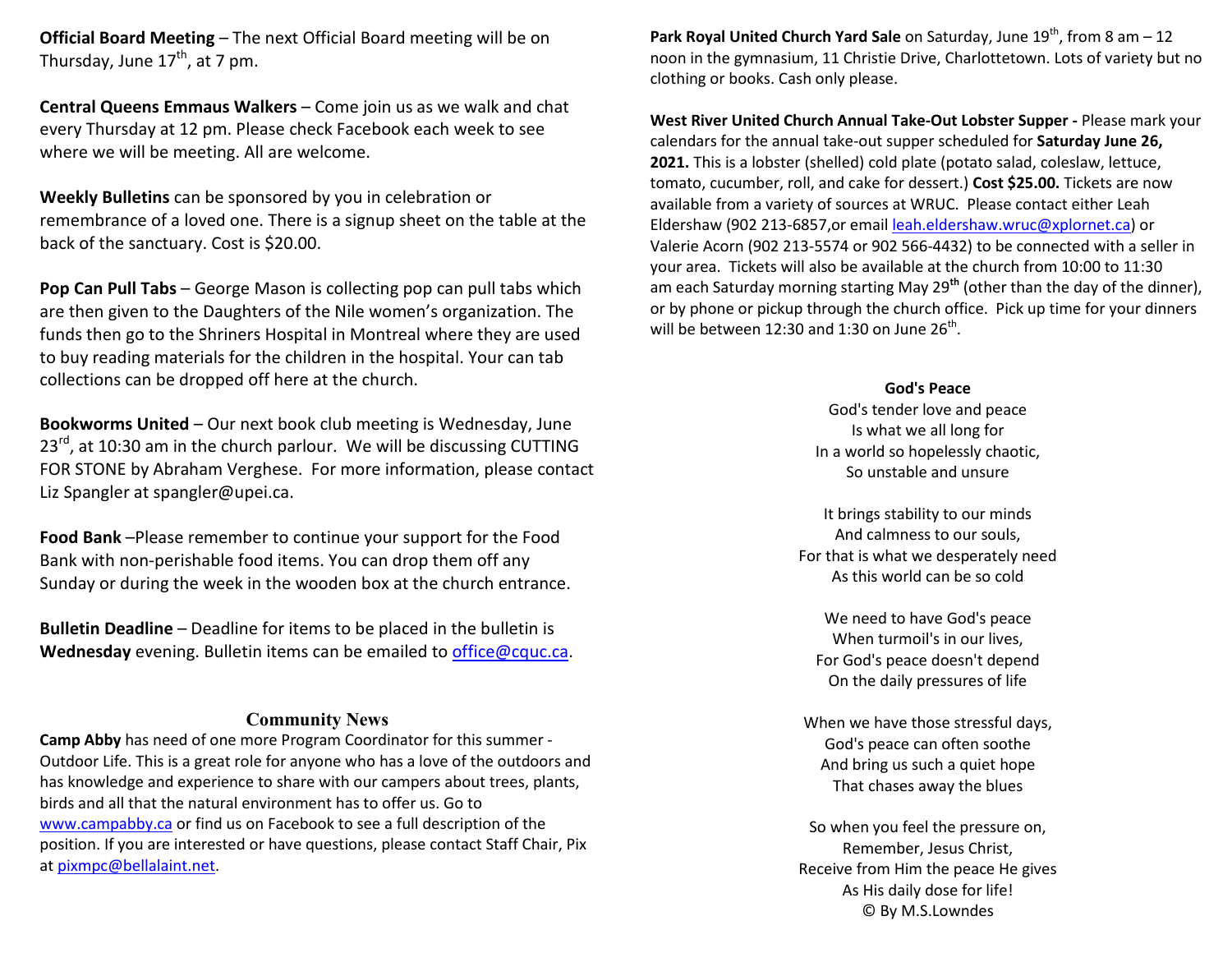**Official Board Meeting** – The next Official Board meeting will be on Thursday, June 17th, at 7 pm.

**Central Queens Emmaus Walkers** – Come join us as we walk and chat every Thursday at 12 pm. Please check Facebook each week to see where we will be meeting. All are welcome.

**Weekly Bulletins** can be sponsored by you in celebration or remembrance of a loved one. There is a signup sheet on the table at the back of the sanctuary. Cost is $20.00.

**Pop Can Pull Tabs** – George Mason is collecting pop can pull tabs which are then given to the Daughters of the Nile women's organization. The funds then go to the Shriners Hospital in Montreal where they are used to buy reading materials for the children in the hospital. Your can tab collections can be dropped off here at the church.

**Bookworms United** – Our next book club meeting is Wednesday, June 23rd, at 10:30 am in the church parlour. We will be discussing CUTTING FOR STONE by Abraham Verghese. For more information, please contact Liz Spangler at spangler@upei.ca.

**Food Bank** –Please remember to continue your support for the Food Bank with non-perishable food items. You can drop them off any Sunday or during the week in the wooden box at the church entrance.

**Bulletin Deadline** – Deadline for items to be placed in the bulletin is **Wednesday** evening. Bulletin items can be emailed to office@cquc.ca.

## Community News

**Camp Abby** has need of one more Program Coordinator for this summer - Outdoor Life. This is a great role for anyone who has a love of the outdoors and has knowledge and experience to share with our campers about trees, plants, birds and all that the natural environment has to offer us. Go to www.campabby.ca or find us on Facebook to see a full description of the position. If you are interested or have questions, please contact Staff Chair, Pix at pixmpc@bellalaint.net.

**Park Royal United Church Yard Sale** on Saturday, June 19th, from 8 am – 12 noon in the gymnasium, 11 Christie Drive, Charlottetown. Lots of variety but no clothing or books. Cash only please.

**West River United Church Annual Take-Out Lobster Supper -** Please mark your calendars for the annual take-out supper scheduled for **Saturday June 26, 2021.** This is a lobster (shelled) cold plate (potato salad, coleslaw, lettuce, tomato, cucumber, roll, and cake for dessert.) **Cost $25.00.** Tickets are now available from a variety of sources at WRUC. Please contact either Leah Eldershaw (902 213-6857,or email leah.eldershaw.wruc@xplornet.ca) or Valerie Acorn (902 213-5574 or 902 566-4432) to be connected with a seller in your area. Tickets will also be available at the church from 10:00 to 11:30 am each Saturday morning starting May 29th (other than the day of the dinner), or by phone or pickup through the church office. Pick up time for your dinners will be between 12:30 and 1:30 on June 26th.

**God's Peace**

God's tender love and peace
Is what we all long for
In a world so hopelessly chaotic,
So unstable and unsure

It brings stability to our minds
And calmness to our souls,
For that is what we desperately need
As this world can be so cold

We need to have God's peace
When turmoil's in our lives,
For God's peace doesn't depend
On the daily pressures of life

When we have those stressful days,
God's peace can often soothe
And bring us such a quiet hope
That chases away the blues

So when you feel the pressure on,
Remember, Jesus Christ,
Receive from Him the peace He gives
As His daily dose for life!
© By M.S.Lowndes